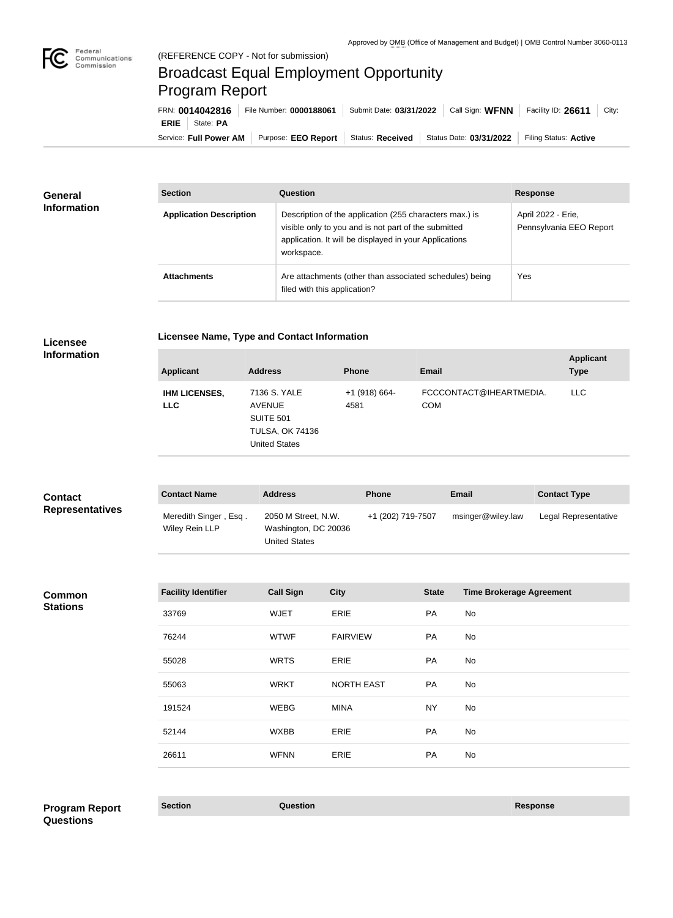Approved by OMB (Office of Management and Budget) | OMB Control Number 3060-0113

Federal Communications Commission

(REFERENCE COPY - Not for submission)

# Broadcast Equal Employment Opportunity Program Report

FRN: **0014042816** | File Number: **0000188061** | Submit Date: **03/31/2022** | Call Sign: **WFNN** | Facility ID: **26611** | City: **ERIE** | State: **PA**

Service: **Full Power AM** | Purpose: **EEO Report** | Status: **Received** | Status Date: **03/31/2022** | Filing Status: **Active**

## General Information

| Section | Question | Response |
| --- | --- | --- |
| **Application Description** | Description of the application (255 characters max.) is visible only to you and is not part of the submitted application. It will be displayed in your Applications workspace. | April 2022 - Erie, Pennsylvania EEO Report |
| **Attachments** | Are attachments (other than associated schedules) being filed with this application? | Yes |

## Licensee Information

### Licensee Name, Type and Contact Information

| Applicant | Address | Phone | Email | Applicant Type |
| --- | --- | --- | --- | --- |
| **IHM LICENSES, LLC** | 7136 S. YALE AVENUE SUITE 501 TULSA, OK 74136 United States | +1 (918) 664-4581 | FCCCONTACT@IHEARTMEDIA.COM | LLC |

## Contact Representatives

| Contact Name | Address | Phone | Email | Contact Type |
| --- | --- | --- | --- | --- |
| Meredith Singer , Esq . Wiley Rein LLP | 2050 M Street, N.W. Washington, DC 20036 United States | +1 (202) 719-7507 | msinger@wiley.law | Legal Representative |

## Common Stations

| Facility Identifier | Call Sign | City | State | Time Brokerage Agreement |
| --- | --- | --- | --- | --- |
| 33769 | WJET | ERIE | PA | No |
| 76244 | WTWF | FAIRVIEW | PA | No |
| 55028 | WRTS | ERIE | PA | No |
| 55063 | WRKT | NORTH EAST | PA | No |
| 191524 | WEBG | MINA | NY | No |
| 52144 | WXBB | ERIE | PA | No |
| 26611 | WFNN | ERIE | PA | No |

## Program Report Questions

| Section | Question | Response |
| --- | --- | --- |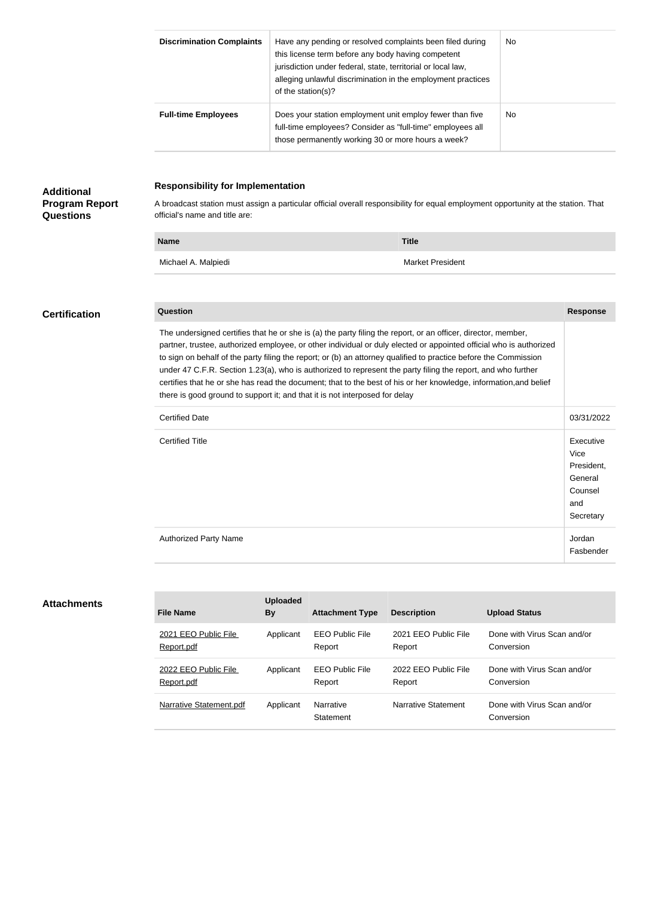| | | |
|---|---|---|
| **Discrimination Complaints** | Have any pending or resolved complaints been filed during this license term before any body having competent jurisdiction under federal, state, territorial or local law, alleging unlawful discrimination in the employment practices of the station(s)? | No |
| **Full-time Employees** | Does your station employment unit employ fewer than five full-time employees? Consider as "full-time" employees all those permanently working 30 or more hours a week? | No |

## Additional Program Report Questions

**Responsibility for Implementation**

A broadcast station must assign a particular official overall responsibility for equal employment opportunity at the station. That official's name and title are:

| Name | Title |
|---|---|
| Michael A. Malpiedi | Market President |

## Certification

| Question | Response |
|---|---|
| The undersigned certifies that he or she is (a) the party filing the report, or an officer, director, member, partner, trustee, authorized employee, or other individual or duly elected or appointed official who is authorized to sign on behalf of the party filing the report; or (b) an attorney qualified to practice before the Commission under 47 C.F.R. Section 1.23(a), who is authorized to represent the party filing the report, and who further certifies that he or she has read the document; that to the best of his or her knowledge, information,and belief there is good ground to support it; and that it is not interposed for delay | |
| Certified Date | 03/31/2022 |
| Certified Title | Executive Vice President, General Counsel and Secretary |
| Authorized Party Name | Jordan Fasbender |

## Attachments

| File Name | Uploaded By | Attachment Type | Description | Upload Status |
|---|---|---|---|---|
| 2021 EEO Public File Report.pdf | Applicant | EEO Public File Report | 2021 EEO Public File Report | Done with Virus Scan and/or Conversion |
| 2022 EEO Public File Report.pdf | Applicant | EEO Public File Report | 2022 EEO Public File Report | Done with Virus Scan and/or Conversion |
| Narrative Statement.pdf | Applicant | Narrative Statement | Narrative Statement | Done with Virus Scan and/or Conversion |